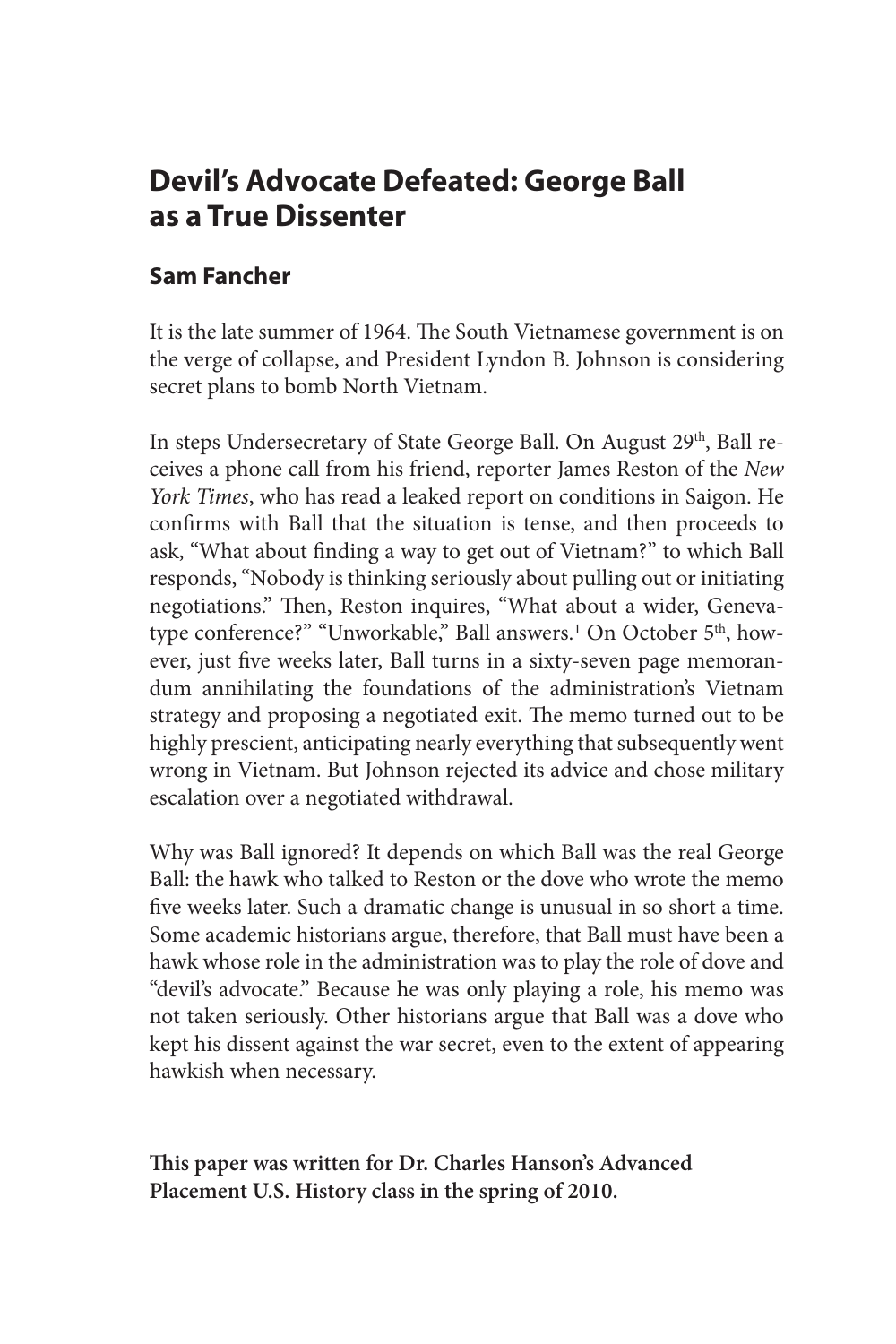# Devil's Advocate Defeated: George Ball as a True Dissenter

## Sam Fancher

It is the late summer of 1964. The South Vietnamese government is on the verge of collapse, and President Lyndon B. Johnson is considering secret plans to bomb North Vietnam.

In steps Undersecretary of State George Ball. On August 29th, Ball receives a phone call from his friend, reporter James Reston of the *New York Times*, who has read a leaked report on conditions in Saigon. He confirms with Ball that the situation is tense, and then proceeds to ask, "What about finding a way to get out of Vietnam?" to which Ball responds, "Nobody is thinking seriously about pulling out or initiating negotiations." Then, Reston inquires, "What about a wider, Geneva-type conference?" "Unworkable," Ball answers.[1] On October 5th, however, just five weeks later, Ball turns in a sixty-seven page memorandum annihilating the foundations of the administration's Vietnam strategy and proposing a negotiated exit. The memo turned out to be highly prescient, anticipating nearly everything that subsequently went wrong in Vietnam. But Johnson rejected its advice and chose military escalation over a negotiated withdrawal.

Why was Ball ignored? It depends on which Ball was the real George Ball: the hawk who talked to Reston or the dove who wrote the memo five weeks later. Such a dramatic change is unusual in so short a time. Some academic historians argue, therefore, that Ball must have been a hawk whose role in the administration was to play the role of dove and "devil's advocate." Because he was only playing a role, his memo was not taken seriously. Other historians argue that Ball was a dove who kept his dissent against the war secret, even to the extent of appearing hawkish when necessary.

---

**This paper was written for Dr. Charles Hanson's Advanced Placement U.S. History class in the spring of 2010.**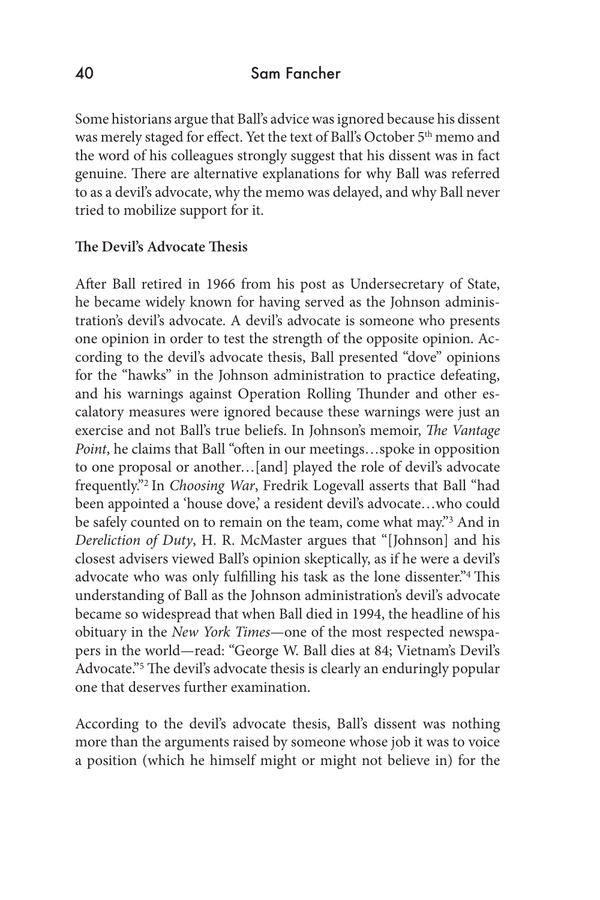Some historians argue that Ball's advice was ignored because his dissent was merely staged for effect. Yet the text of Ball's October 5th memo and the word of his colleagues strongly suggest that his dissent was in fact genuine. There are alternative explanations for why Ball was referred to as a devil's advocate, why the memo was delayed, and why Ball never tried to mobilize support for it.

**The Devil's Advocate Thesis**

After Ball retired in 1966 from his post as Undersecretary of State, he became widely known for having served as the Johnson administration's devil's advocate. A devil's advocate is someone who presents one opinion in order to test the strength of the opposite opinion. According to the devil's advocate thesis, Ball presented "dove" opinions for the "hawks" in the Johnson administration to practice defeating, and his warnings against Operation Rolling Thunder and other escalatory measures were ignored because these warnings were just an exercise and not Ball's true beliefs. In Johnson's memoir, *The Vantage Point*, he claims that Ball "often in our meetings…spoke in opposition to one proposal or another…[and] played the role of devil's advocate frequently."[2] In *Choosing War*, Fredrik Logevall asserts that Ball "had been appointed a 'house dove,' a resident devil's advocate…who could be safely counted on to remain on the team, come what may."[3] And in *Dereliction of Duty*, H. R. McMaster argues that "[Johnson] and his closest advisers viewed Ball's opinion skeptically, as if he were a devil's advocate who was only fulfilling his task as the lone dissenter."[4] This understanding of Ball as the Johnson administration's devil's advocate became so widespread that when Ball died in 1994, the headline of his obituary in the *New York Times*—one of the most respected newspapers in the world—read: "George W. Ball dies at 84; Vietnam's Devil's Advocate."[5] The devil's advocate thesis is clearly an enduringly popular one that deserves further examination.

According to the devil's advocate thesis, Ball's dissent was nothing more than the arguments raised by someone whose job it was to voice a position (which he himself might or might not believe in) for the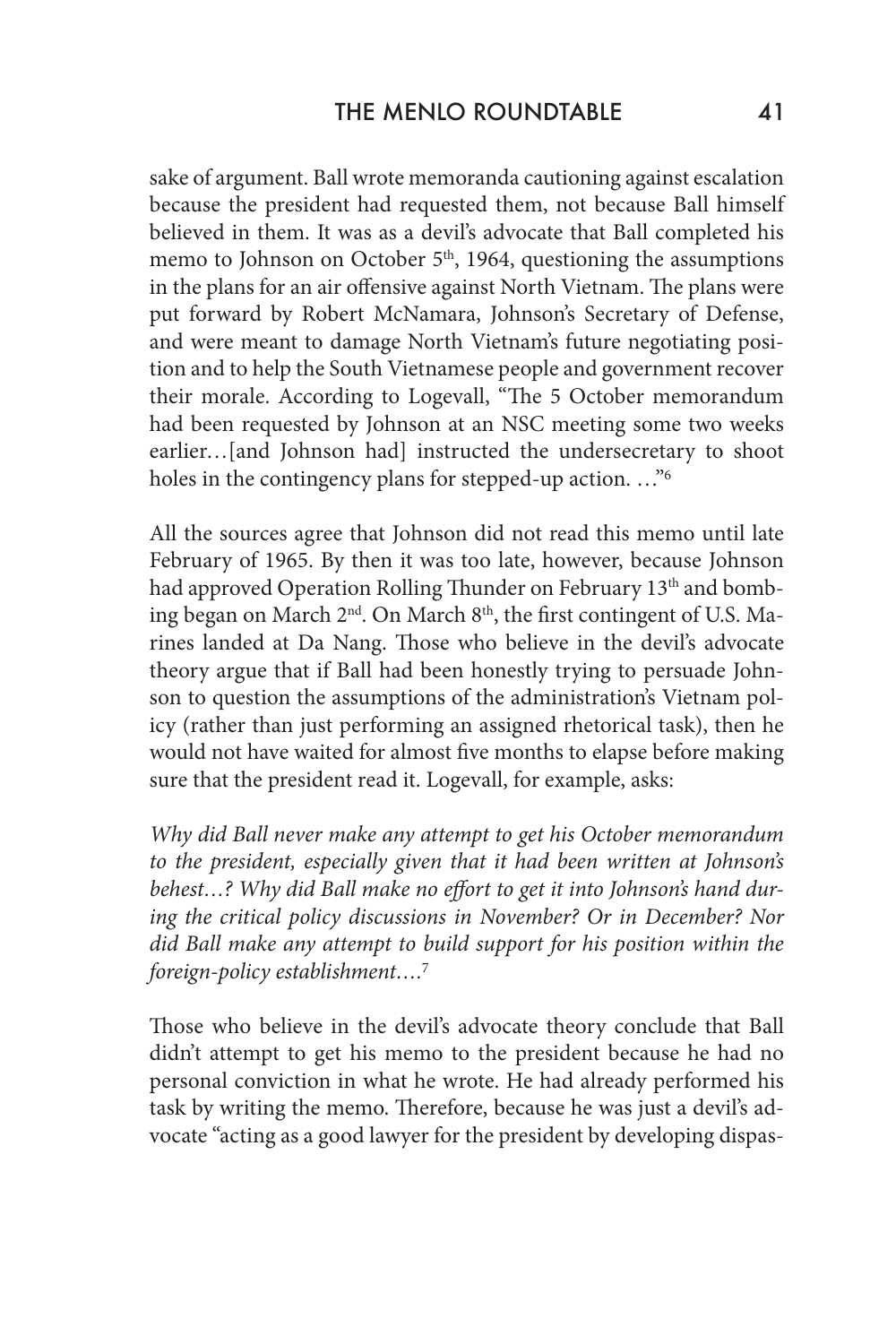sake of argument. Ball wrote memoranda cautioning against escalation because the president had requested them, not because Ball himself believed in them. It was as a devil's advocate that Ball completed his memo to Johnson on October 5th, 1964, questioning the assumptions in the plans for an air offensive against North Vietnam. The plans were put forward by Robert McNamara, Johnson's Secretary of Defense, and were meant to damage North Vietnam's future negotiating position and to help the South Vietnamese people and government recover their morale. According to Logevall, "The 5 October memorandum had been requested by Johnson at an NSC meeting some two weeks earlier…[and Johnson had] instructed the undersecretary to shoot holes in the contingency plans for stepped-up action. …"[6]

All the sources agree that Johnson did not read this memo until late February of 1965. By then it was too late, however, because Johnson had approved Operation Rolling Thunder on February 13th and bombing began on March 2nd. On March 8th, the first contingent of U.S. Marines landed at Da Nang. Those who believe in the devil's advocate theory argue that if Ball had been honestly trying to persuade Johnson to question the assumptions of the administration's Vietnam policy (rather than just performing an assigned rhetorical task), then he would not have waited for almost five months to elapse before making sure that the president read it. Logevall, for example, asks:

*Why did Ball never make any attempt to get his October memorandum to the president, especially given that it had been written at Johnson's behest…? Why did Ball make no effort to get it into Johnson's hand during the critical policy discussions in November? Or in December? Nor did Ball make any attempt to build support for his position within the foreign-policy establishment….*[7]

Those who believe in the devil's advocate theory conclude that Ball didn't attempt to get his memo to the president because he had no personal conviction in what he wrote. He had already performed his task by writing the memo. Therefore, because he was just a devil's advocate "acting as a good lawyer for the president by developing dispas-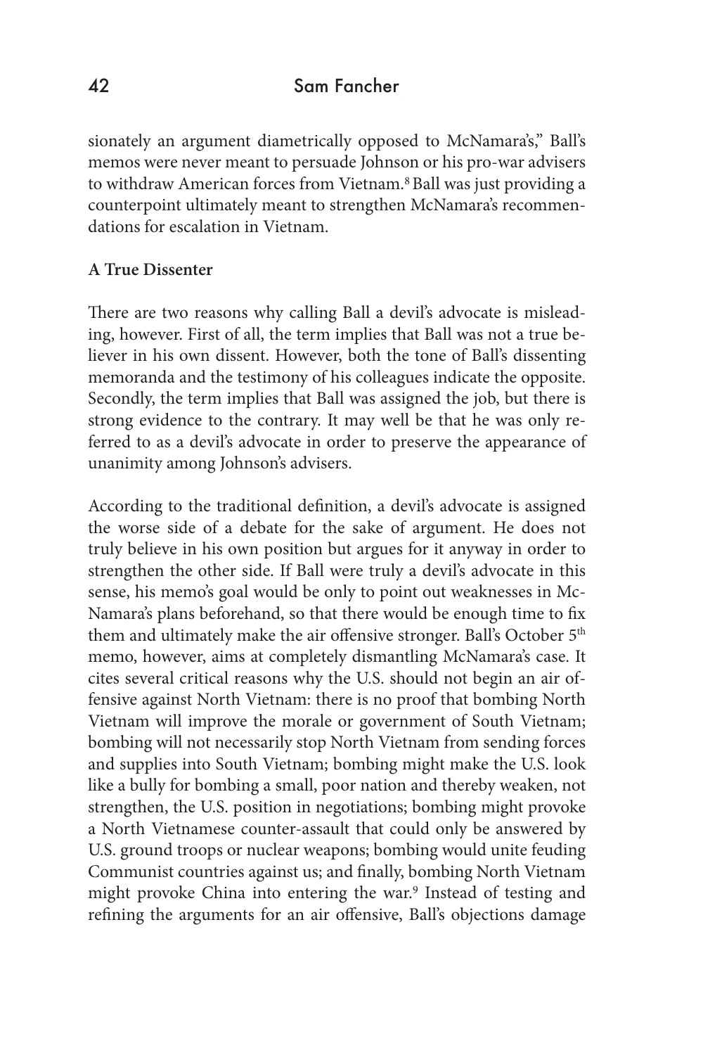sionately an argument diametrically opposed to McNamara's," Ball's memos were never meant to persuade Johnson or his pro-war advisers to withdraw American forces from Vietnam.[8] Ball was just providing a counterpoint ultimately meant to strengthen McNamara's recommendations for escalation in Vietnam.

**A True Dissenter**

There are two reasons why calling Ball a devil's advocate is misleading, however. First of all, the term implies that Ball was not a true believer in his own dissent. However, both the tone of Ball's dissenting memoranda and the testimony of his colleagues indicate the opposite. Secondly, the term implies that Ball was assigned the job, but there is strong evidence to the contrary. It may well be that he was only referred to as a devil's advocate in order to preserve the appearance of unanimity among Johnson's advisers.

According to the traditional definition, a devil's advocate is assigned the worse side of a debate for the sake of argument. He does not truly believe in his own position but argues for it anyway in order to strengthen the other side. If Ball were truly a devil's advocate in this sense, his memo's goal would be only to point out weaknesses in McNamara's plans beforehand, so that there would be enough time to fix them and ultimately make the air offensive stronger. Ball's October 5th memo, however, aims at completely dismantling McNamara's case. It cites several critical reasons why the U.S. should not begin an air offensive against North Vietnam: there is no proof that bombing North Vietnam will improve the morale or government of South Vietnam; bombing will not necessarily stop North Vietnam from sending forces and supplies into South Vietnam; bombing might make the U.S. look like a bully for bombing a small, poor nation and thereby weaken, not strengthen, the U.S. position in negotiations; bombing might provoke a North Vietnamese counter-assault that could only be answered by U.S. ground troops or nuclear weapons; bombing would unite feuding Communist countries against us; and finally, bombing North Vietnam might provoke China into entering the war.[9] Instead of testing and refining the arguments for an air offensive, Ball's objections damage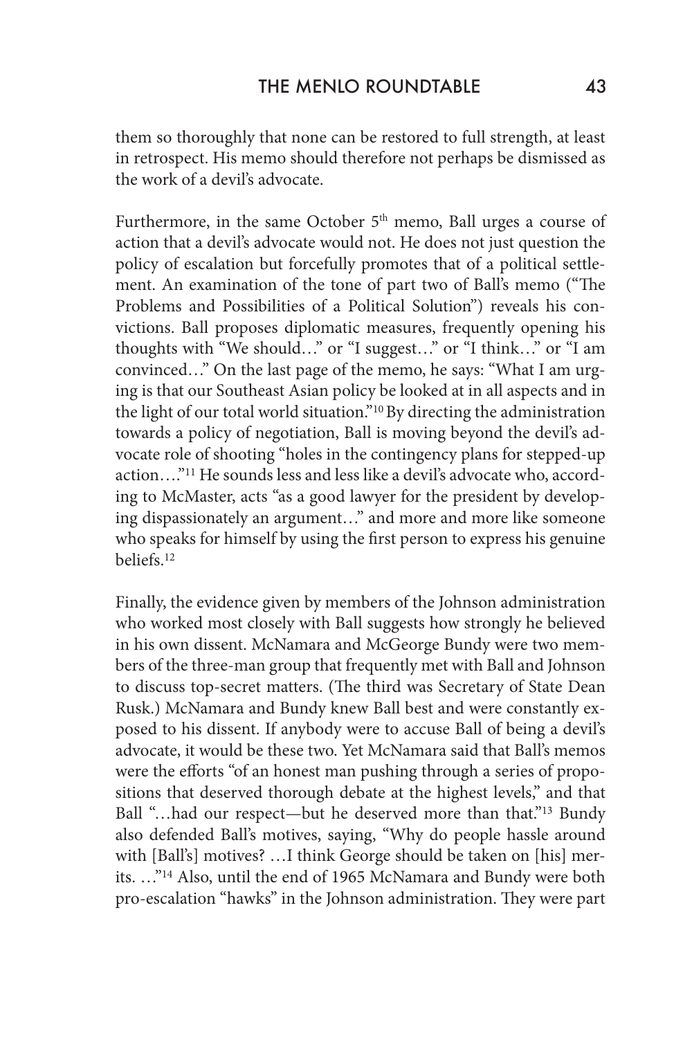them so thoroughly that none can be restored to full strength, at least in retrospect. His memo should therefore not perhaps be dismissed as the work of a devil's advocate.

Furthermore, in the same October 5th memo, Ball urges a course of action that a devil's advocate would not. He does not just question the policy of escalation but forcefully promotes that of a political settlement. An examination of the tone of part two of Ball's memo ("The Problems and Possibilities of a Political Solution") reveals his convictions. Ball proposes diplomatic measures, frequently opening his thoughts with "We should…" or "I suggest…" or "I think…" or "I am convinced…" On the last page of the memo, he says: "What I am urging is that our Southeast Asian policy be looked at in all aspects and in the light of our total world situation."[10] By directing the administration towards a policy of negotiation, Ball is moving beyond the devil's advocate role of shooting "holes in the contingency plans for stepped-up action…."[11] He sounds less and less like a devil's advocate who, according to McMaster, acts "as a good lawyer for the president by developing dispassionately an argument…" and more and more like someone who speaks for himself by using the first person to express his genuine beliefs.[12]

Finally, the evidence given by members of the Johnson administration who worked most closely with Ball suggests how strongly he believed in his own dissent. McNamara and McGeorge Bundy were two members of the three-man group that frequently met with Ball and Johnson to discuss top-secret matters. (The third was Secretary of State Dean Rusk.) McNamara and Bundy knew Ball best and were constantly exposed to his dissent. If anybody were to accuse Ball of being a devil's advocate, it would be these two. Yet McNamara said that Ball's memos were the efforts "of an honest man pushing through a series of propositions that deserved thorough debate at the highest levels," and that Ball "…had our respect—but he deserved more than that."[13] Bundy also defended Ball's motives, saying, "Why do people hassle around with [Ball's] motives? …I think George should be taken on [his] merits. …"[14] Also, until the end of 1965 McNamara and Bundy were both pro-escalation "hawks" in the Johnson administration. They were part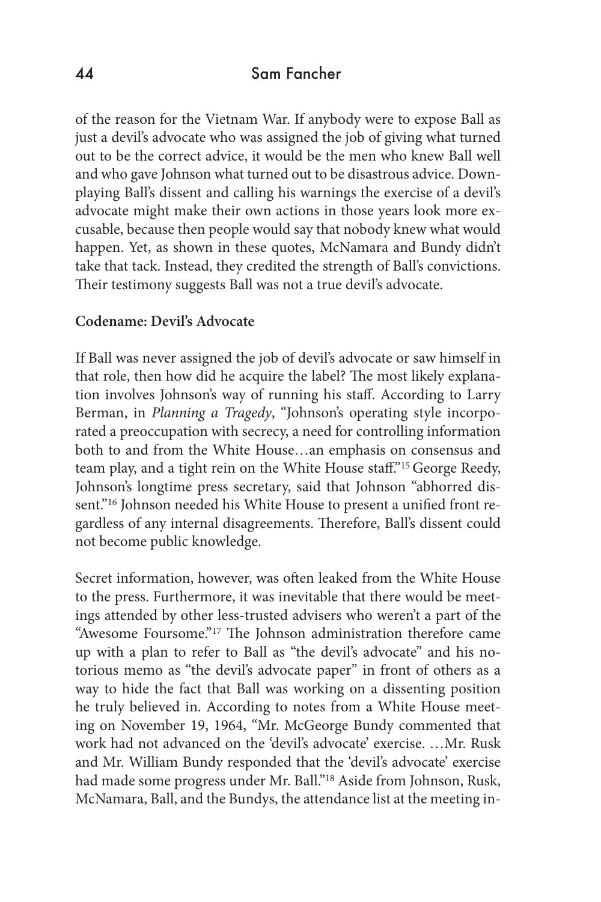of the reason for the Vietnam War. If anybody were to expose Ball as just a devil's advocate who was assigned the job of giving what turned out to be the correct advice, it would be the men who knew Ball well and who gave Johnson what turned out to be disastrous advice. Downplaying Ball's dissent and calling his warnings the exercise of a devil's advocate might make their own actions in those years look more excusable, because then people would say that nobody knew what would happen. Yet, as shown in these quotes, McNamara and Bundy didn't take that tack. Instead, they credited the strength of Ball's convictions. Their testimony suggests Ball was not a true devil's advocate.

**Codename: Devil's Advocate**

If Ball was never assigned the job of devil's advocate or saw himself in that role, then how did he acquire the label? The most likely explanation involves Johnson's way of running his staff. According to Larry Berman, in *Planning a Tragedy*, "Johnson's operating style incorporated a preoccupation with secrecy, a need for controlling information both to and from the White House…an emphasis on consensus and team play, and a tight rein on the White House staff."[15] George Reedy, Johnson's longtime press secretary, said that Johnson "abhorred dissent."[16] Johnson needed his White House to present a unified front regardless of any internal disagreements. Therefore, Ball's dissent could not become public knowledge.

Secret information, however, was often leaked from the White House to the press. Furthermore, it was inevitable that there would be meetings attended by other less-trusted advisers who weren't a part of the "Awesome Foursome."[17] The Johnson administration therefore came up with a plan to refer to Ball as "the devil's advocate" and his notorious memo as "the devil's advocate paper" in front of others as a way to hide the fact that Ball was working on a dissenting position he truly believed in. According to notes from a White House meeting on November 19, 1964, "Mr. McGeorge Bundy commented that work had not advanced on the 'devil's advocate' exercise. …Mr. Rusk and Mr. William Bundy responded that the 'devil's advocate' exercise had made some progress under Mr. Ball."[18] Aside from Johnson, Rusk, McNamara, Ball, and the Bundys, the attendance list at the meeting in-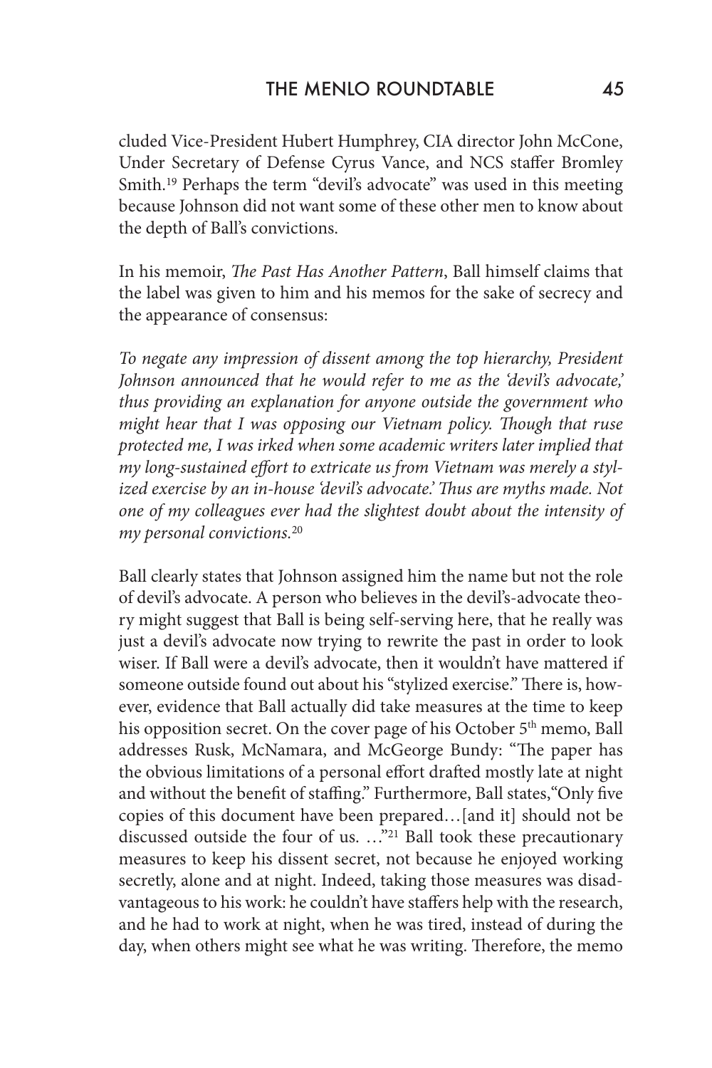cluded Vice-President Hubert Humphrey, CIA director John McCone, Under Secretary of Defense Cyrus Vance, and NCS staffer Bromley Smith.[19] Perhaps the term "devil's advocate" was used in this meeting because Johnson did not want some of these other men to know about the depth of Ball's convictions.

In his memoir, *The Past Has Another Pattern*, Ball himself claims that the label was given to him and his memos for the sake of secrecy and the appearance of consensus:

*To negate any impression of dissent among the top hierarchy, President Johnson announced that he would refer to me as the 'devil's advocate,' thus providing an explanation for anyone outside the government who might hear that I was opposing our Vietnam policy. Though that ruse protected me, I was irked when some academic writers later implied that my long-sustained effort to extricate us from Vietnam was merely a stylized exercise by an in-house 'devil's advocate.' Thus are myths made. Not one of my colleagues ever had the slightest doubt about the intensity of my personal convictions.*[20]

Ball clearly states that Johnson assigned him the name but not the role of devil's advocate. A person who believes in the devil's-advocate theory might suggest that Ball is being self-serving here, that he really was just a devil's advocate now trying to rewrite the past in order to look wiser. If Ball were a devil's advocate, then it wouldn't have mattered if someone outside found out about his "stylized exercise." There is, however, evidence that Ball actually did take measures at the time to keep his opposition secret. On the cover page of his October 5th memo, Ball addresses Rusk, McNamara, and McGeorge Bundy: "The paper has the obvious limitations of a personal effort drafted mostly late at night and without the benefit of staffing." Furthermore, Ball states,"Only five copies of this document have been prepared…[and it] should not be discussed outside the four of us. …"[21] Ball took these precautionary measures to keep his dissent secret, not because he enjoyed working secretly, alone and at night. Indeed, taking those measures was disadvantageous to his work: he couldn't have staffers help with the research, and he had to work at night, when he was tired, instead of during the day, when others might see what he was writing. Therefore, the memo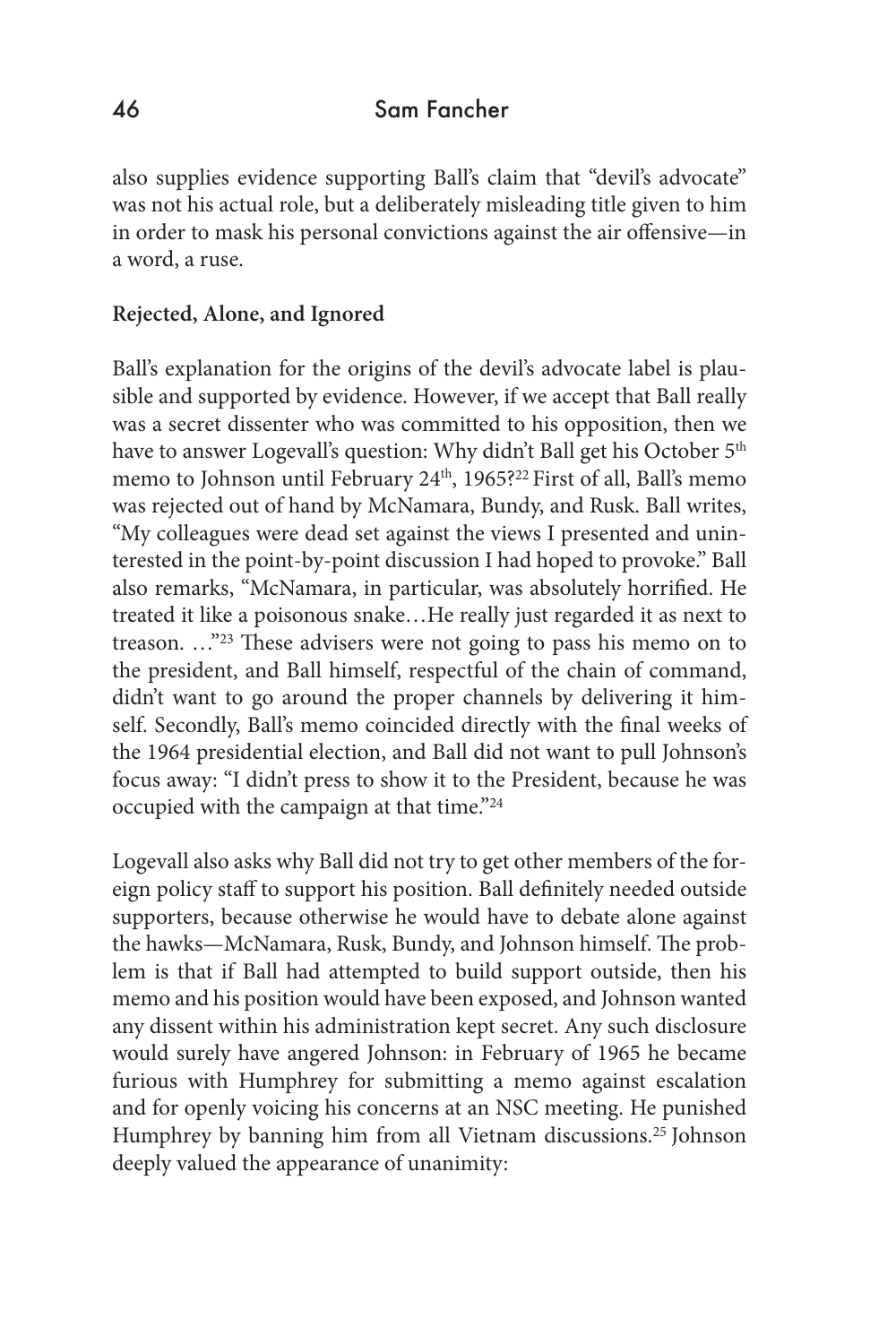also supplies evidence supporting Ball's claim that "devil's advocate" was not his actual role, but a deliberately misleading title given to him in order to mask his personal convictions against the air offensive—in a word, a ruse.

**Rejected, Alone, and Ignored**

Ball's explanation for the origins of the devil's advocate label is plausible and supported by evidence. However, if we accept that Ball really was a secret dissenter who was committed to his opposition, then we have to answer Logevall's question: Why didn't Ball get his October 5th memo to Johnson until February 24th, 1965?[22] First of all, Ball's memo was rejected out of hand by McNamara, Bundy, and Rusk. Ball writes, "My colleagues were dead set against the views I presented and uninterested in the point-by-point discussion I had hoped to provoke." Ball also remarks, "McNamara, in particular, was absolutely horrified. He treated it like a poisonous snake…He really just regarded it as next to treason. …"[23] These advisers were not going to pass his memo on to the president, and Ball himself, respectful of the chain of command, didn't want to go around the proper channels by delivering it himself. Secondly, Ball's memo coincided directly with the final weeks of the 1964 presidential election, and Ball did not want to pull Johnson's focus away: "I didn't press to show it to the President, because he was occupied with the campaign at that time."[24]

Logevall also asks why Ball did not try to get other members of the foreign policy staff to support his position. Ball definitely needed outside supporters, because otherwise he would have to debate alone against the hawks—McNamara, Rusk, Bundy, and Johnson himself. The problem is that if Ball had attempted to build support outside, then his memo and his position would have been exposed, and Johnson wanted any dissent within his administration kept secret. Any such disclosure would surely have angered Johnson: in February of 1965 he became furious with Humphrey for submitting a memo against escalation and for openly voicing his concerns at an NSC meeting. He punished Humphrey by banning him from all Vietnam discussions.[25] Johnson deeply valued the appearance of unanimity: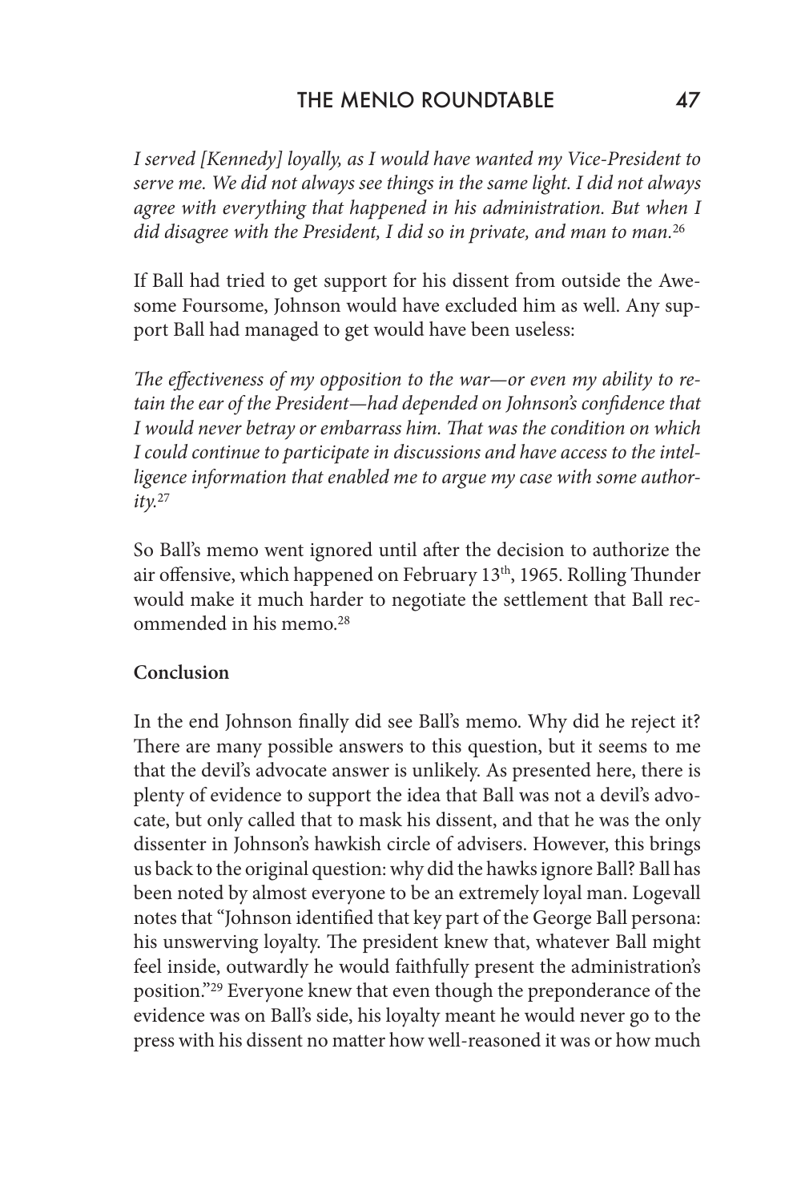*I served [Kennedy] loyally, as I would have wanted my Vice-President to serve me. We did not always see things in the same light. I did not always agree with everything that happened in his administration. But when I did disagree with the President, I did so in private, and man to man.*[26]

If Ball had tried to get support for his dissent from outside the Awesome Foursome, Johnson would have excluded him as well. Any support Ball had managed to get would have been useless:

*The effectiveness of my opposition to the war—or even my ability to retain the ear of the President—had depended on Johnson's confidence that I would never betray or embarrass him. That was the condition on which I could continue to participate in discussions and have access to the intelligence information that enabled me to argue my case with some authority.*[27]

So Ball's memo went ignored until after the decision to authorize the air offensive, which happened on February 13th, 1965. Rolling Thunder would make it much harder to negotiate the settlement that Ball recommended in his memo.[28]

**Conclusion**

In the end Johnson finally did see Ball's memo. Why did he reject it? There are many possible answers to this question, but it seems to me that the devil's advocate answer is unlikely. As presented here, there is plenty of evidence to support the idea that Ball was not a devil's advocate, but only called that to mask his dissent, and that he was the only dissenter in Johnson's hawkish circle of advisers. However, this brings us back to the original question: why did the hawks ignore Ball? Ball has been noted by almost everyone to be an extremely loyal man. Logevall notes that "Johnson identified that key part of the George Ball persona: his unswerving loyalty. The president knew that, whatever Ball might feel inside, outwardly he would faithfully present the administration's position."[29] Everyone knew that even though the preponderance of the evidence was on Ball's side, his loyalty meant he would never go to the press with his dissent no matter how well-reasoned it was or how much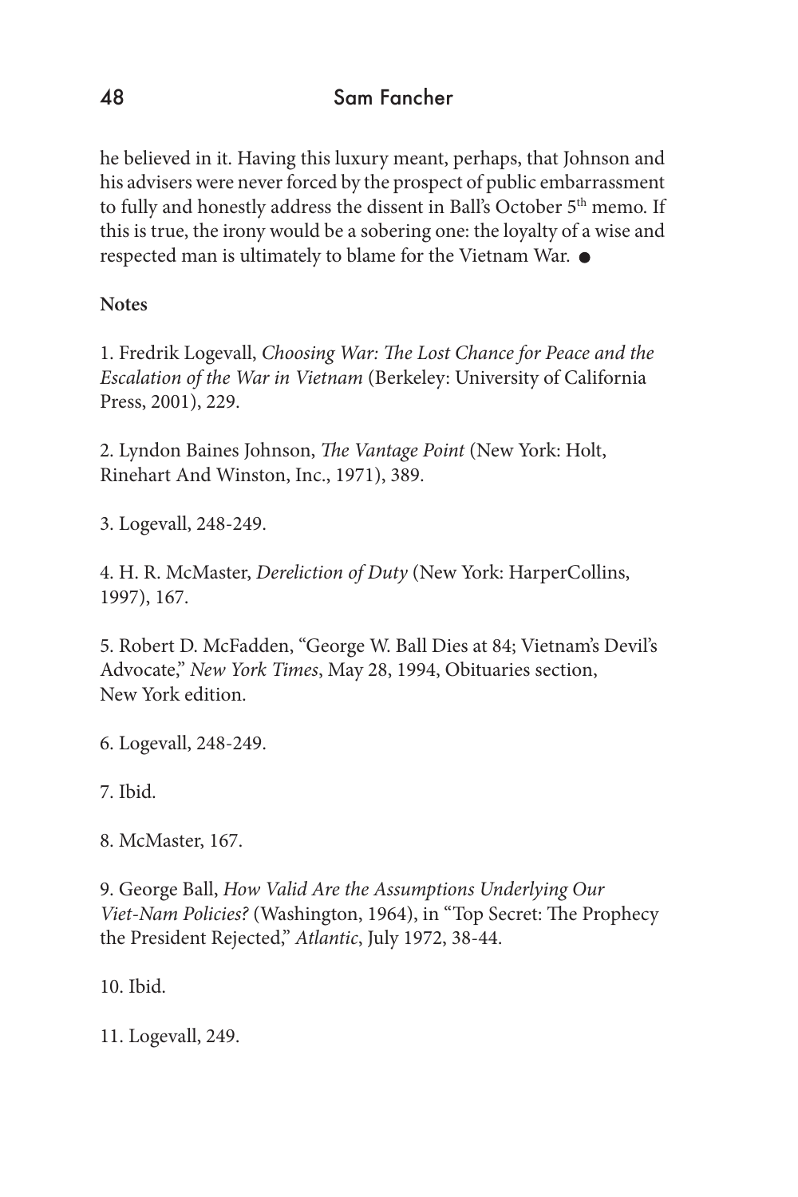he believed in it. Having this luxury meant, perhaps, that Johnson and his advisers were never forced by the prospect of public embarrassment to fully and honestly address the dissent in Ball's October 5th memo. If this is true, the irony would be a sobering one: the loyalty of a wise and respected man is ultimately to blame for the Vietnam War. ●

**Notes**

1. Fredrik Logevall, *Choosing War: The Lost Chance for Peace and the Escalation of the War in Vietnam* (Berkeley: University of California Press, 2001), 229.

2. Lyndon Baines Johnson, *The Vantage Point* (New York: Holt, Rinehart And Winston, Inc., 1971), 389.

3. Logevall, 248-249.

4. H. R. McMaster, *Dereliction of Duty* (New York: HarperCollins, 1997), 167.

5. Robert D. McFadden, "George W. Ball Dies at 84; Vietnam's Devil's Advocate," *New York Times*, May 28, 1994, Obituaries section, New York edition.

6. Logevall, 248-249.

7. Ibid.

8. McMaster, 167.

9. George Ball, *How Valid Are the Assumptions Underlying Our Viet-Nam Policies?* (Washington, 1964), in "Top Secret: The Prophecy the President Rejected," *Atlantic*, July 1972, 38-44.

10. Ibid.

11. Logevall, 249.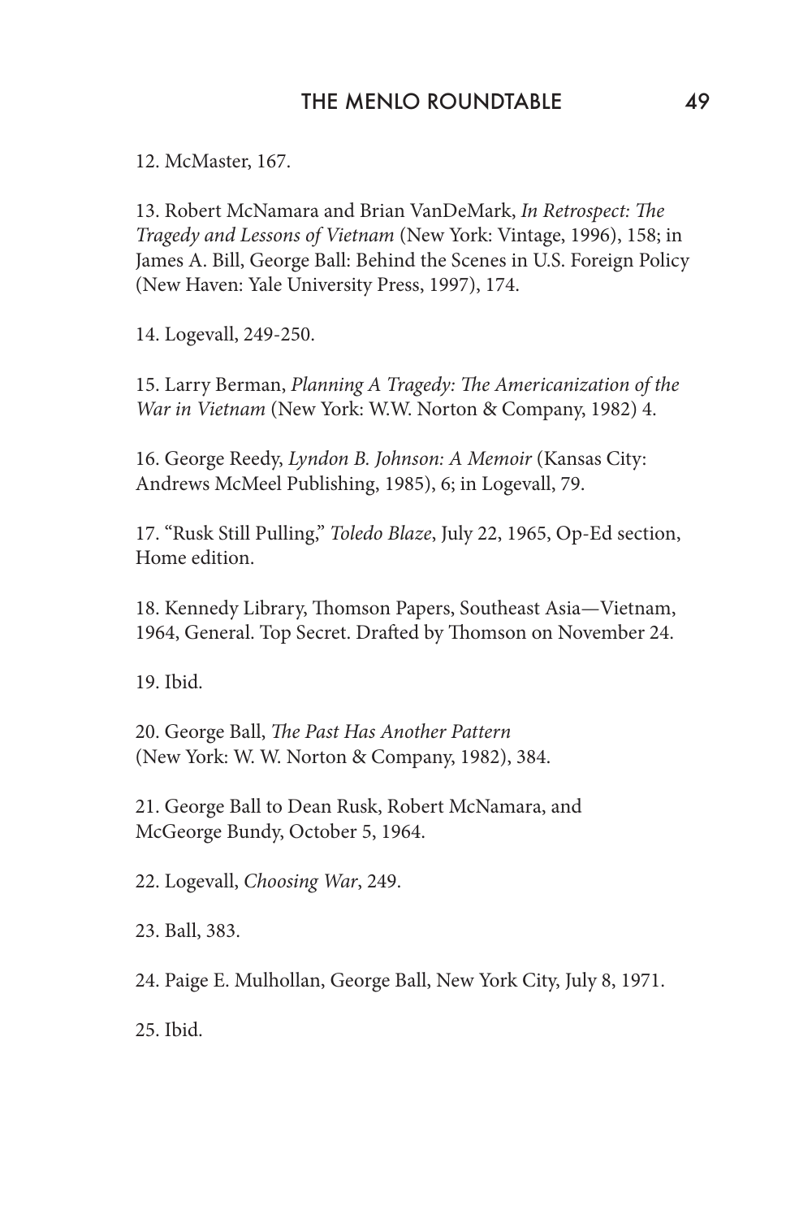12. McMaster, 167.

13. Robert McNamara and Brian VanDeMark, *In Retrospect: The Tragedy and Lessons of Vietnam* (New York: Vintage, 1996), 158; in James A. Bill, George Ball: Behind the Scenes in U.S. Foreign Policy (New Haven: Yale University Press, 1997), 174.

14. Logevall, 249-250.

15. Larry Berman, *Planning A Tragedy: The Americanization of the War in Vietnam* (New York: W.W. Norton & Company, 1982) 4.

16. George Reedy, *Lyndon B. Johnson: A Memoir* (Kansas City: Andrews McMeel Publishing, 1985), 6; in Logevall, 79.

17. "Rusk Still Pulling," *Toledo Blaze*, July 22, 1965, Op-Ed section, Home edition.

18. Kennedy Library, Thomson Papers, Southeast Asia—Vietnam, 1964, General. Top Secret. Drafted by Thomson on November 24.

19. Ibid.

20. George Ball, *The Past Has Another Pattern* (New York: W. W. Norton & Company, 1982), 384.

21. George Ball to Dean Rusk, Robert McNamara, and McGeorge Bundy, October 5, 1964.

22. Logevall, *Choosing War*, 249.

23. Ball, 383.

24. Paige E. Mulhollan, George Ball, New York City, July 8, 1971.

25. Ibid.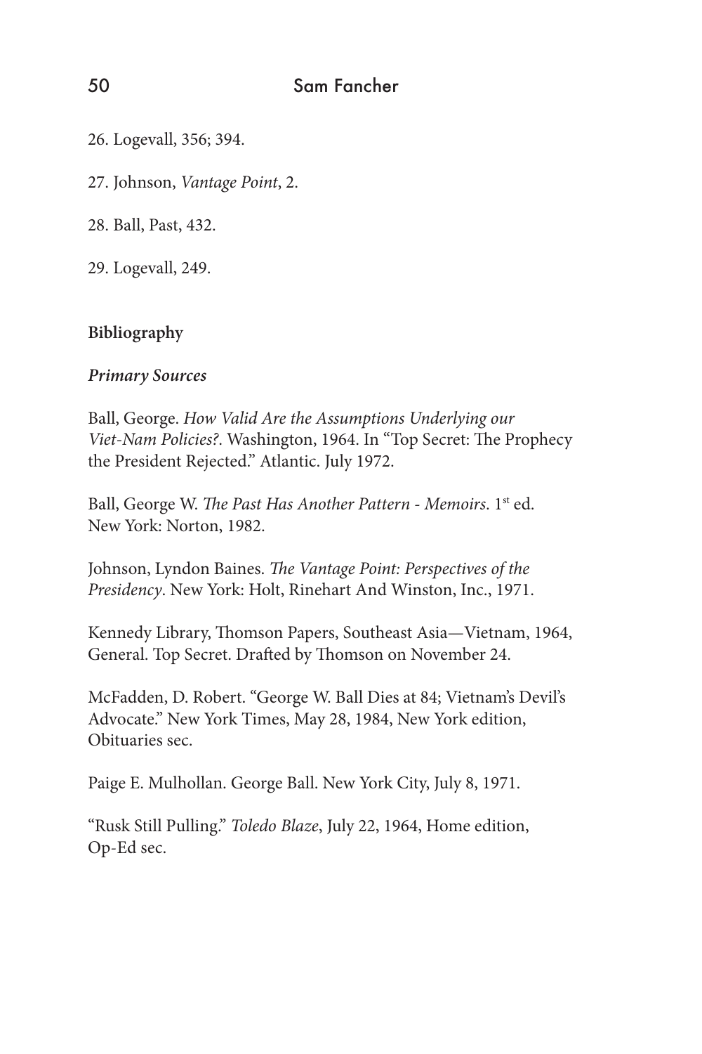26. Logevall, 356; 394.

27. Johnson, *Vantage Point*, 2.

28. Ball, Past, 432.

29. Logevall, 249.

**Bibliography**

***Primary Sources***

Ball, George. *How Valid Are the Assumptions Underlying our Viet-Nam Policies?*. Washington, 1964. In "Top Secret: The Prophecy the President Rejected." Atlantic. July 1972.

Ball, George W. *The Past Has Another Pattern - Memoirs*. 1st ed. New York: Norton, 1982.

Johnson, Lyndon Baines. *The Vantage Point: Perspectives of the Presidency*. New York: Holt, Rinehart And Winston, Inc., 1971.

Kennedy Library, Thomson Papers, Southeast Asia—Vietnam, 1964, General. Top Secret. Drafted by Thomson on November 24.

McFadden, D. Robert. "George W. Ball Dies at 84; Vietnam's Devil's Advocate." New York Times, May 28, 1984, New York edition, Obituaries sec.

Paige E. Mulhollan. George Ball. New York City, July 8, 1971.

"Rusk Still Pulling." *Toledo Blaze*, July 22, 1964, Home edition, Op-Ed sec.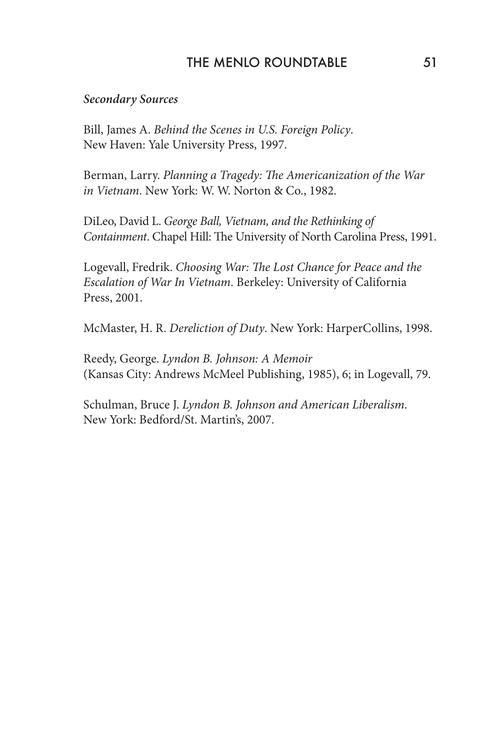***Secondary Sources***

Bill, James A. *Behind the Scenes in U.S. Foreign Policy*. New Haven: Yale University Press, 1997.

Berman, Larry. *Planning a Tragedy: The Americanization of the War in Vietnam*. New York: W. W. Norton & Co., 1982.

DiLeo, David L. *George Ball, Vietnam, and the Rethinking of Containment*. Chapel Hill: The University of North Carolina Press, 1991.

Logevall, Fredrik. *Choosing War: The Lost Chance for Peace and the Escalation of War In Vietnam*. Berkeley: University of California Press, 2001.

McMaster, H. R. *Dereliction of Duty*. New York: HarperCollins, 1998.

Reedy, George. *Lyndon B. Johnson: A Memoir* (Kansas City: Andrews McMeel Publishing, 1985), 6; in Logevall, 79.

Schulman, Bruce J. *Lyndon B. Johnson and American Liberalism*. New York: Bedford/St. Martin's, 2007.